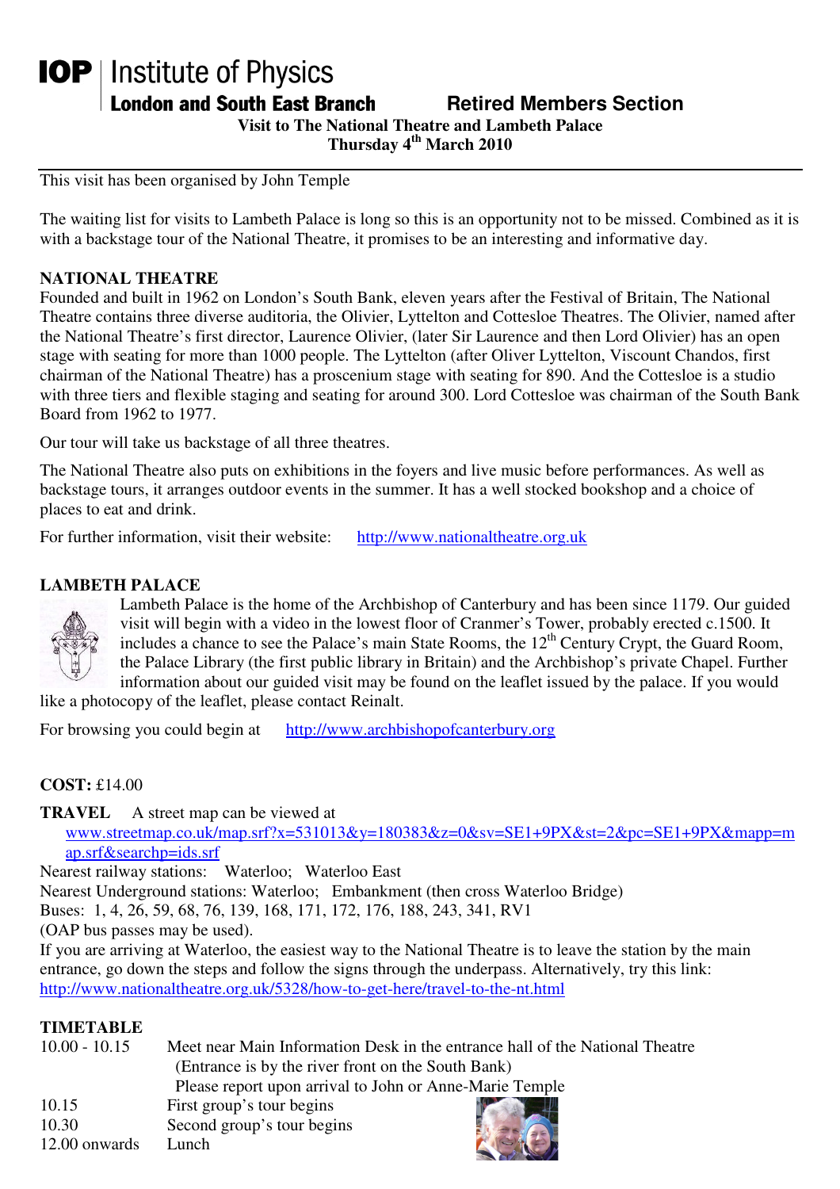# IOP | Institute of Physics

**London and South East Branch** **Retired Members Section**

**Visit to The National Theatre and Lambeth Palace**

**Thursday 4th March 2010**

---

This visit has been organised by John Temple

The waiting list for visits to Lambeth Palace is long so this is an opportunity not to be missed. Combined as it is with a backstage tour of the National Theatre, it promises to be an interesting and informative day.

## NATIONAL THEATRE

Founded and built in 1962 on London's South Bank, eleven years after the Festival of Britain, The National Theatre contains three diverse auditoria, the Olivier, Lyttelton and Cottesloe Theatres. The Olivier, named after the National Theatre's first director, Laurence Olivier, (later Sir Laurence and then Lord Olivier) has an open stage with seating for more than 1000 people. The Lyttelton (after Oliver Lyttelton, Viscount Chandos, first chairman of the National Theatre) has a proscenium stage with seating for 890. And the Cottesloe is a studio with three tiers and flexible staging and seating for around 300. Lord Cottesloe was chairman of the South Bank Board from 1962 to 1977.

Our tour will take us backstage of all three theatres.

The National Theatre also puts on exhibitions in the foyers and live music before performances. As well as backstage tours, it arranges outdoor events in the summer. It has a well stocked bookshop and a choice of places to eat and drink.

For further information, visit their website: http://www.nationaltheatre.org.uk

## LAMBETH PALACE

Lambeth Palace is the home of the Archbishop of Canterbury and has been since 1179. Our guided visit will begin with a video in the lowest floor of Cranmer's Tower, probably erected c.1500. It includes a chance to see the Palace's main State Rooms, the 12th Century Crypt, the Guard Room, the Palace Library (the first public library in Britain) and the Archbishop's private Chapel. Further information about our guided visit may be found on the leaflet issued by the palace. If you would like a photocopy of the leaflet, please contact Reinalt.

For browsing you could begin at http://www.archbishopofcanterbury.org

**COST:** £14.00

**TRAVEL** A street map can be viewed at www.streetmap.co.uk/map.srf?x=531013&y=180383&z=0&sv=SE1+9PX&st=2&pc=SE1+9PX&mapp=map.srf&searchp=ids.srf

Nearest railway stations: Waterloo; Waterloo East

Nearest Underground stations: Waterloo; Embankment (then cross Waterloo Bridge)

Buses: 1, 4, 26, 59, 68, 76, 139, 168, 171, 172, 176, 188, 243, 341, RV1

(OAP bus passes may be used).

If you are arriving at Waterloo, the easiest way to the National Theatre is to leave the station by the main entrance, go down the steps and follow the signs through the underpass. Alternatively, try this link: http://www.nationaltheatre.org.uk/5328/how-to-get-here/travel-to-the-nt.html

## TIMETABLE

| | |
|---|---|
| 10.00 - 10.15 | Meet near Main Information Desk in the entrance hall of the National Theatre (Entrance is by the river front on the South Bank) Please report upon arrival to John or Anne-Marie Temple |
| 10.15 | First group's tour begins |
| 10.30 | Second group's tour begins |
| 12.00 onwards | Lunch |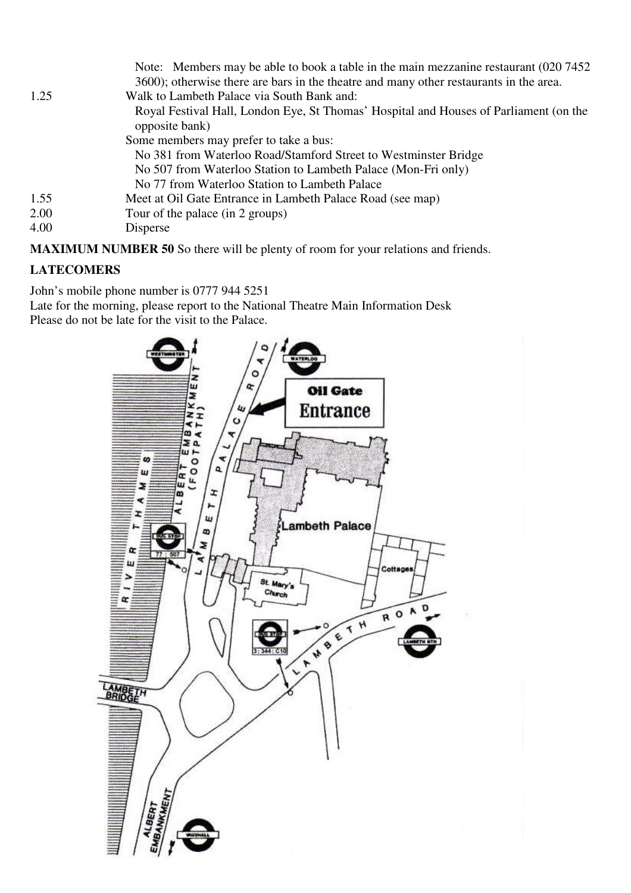Note: Members may be able to book a table in the main mezzanine restaurant (020 7452 3600); otherwise there are bars in the theatre and many other restaurants in the area.

| | |
|---|---|
| 1.25 | Walk to Lambeth Palace via South Bank and: |
| | Royal Festival Hall, London Eye, St Thomas' Hospital and Houses of Parliament (on the opposite bank) |
| | Some members may prefer to take a bus: |
| | No 381 from Waterloo Road/Stamford Street to Westminster Bridge |
| | No 507 from Waterloo Station to Lambeth Palace (Mon-Fri only) |
| | No 77 from Waterloo Station to Lambeth Palace |
| 1.55 | Meet at Oil Gate Entrance in Lambeth Palace Road (see map) |
| 2.00 | Tour of the palace (in 2 groups) |
| 4.00 | Disperse |

**MAXIMUM NUMBER 50** So there will be plenty of room for your relations and friends.

**LATECOMERS**

John's mobile phone number is 0777 944 5251
Late for the morning, please report to the National Theatre Main Information Desk
Please do not be late for the visit to the Palace.

WESTMINSTER
WATERLOO
Oil Gate Entrance
ALBERT EMBANKMENT (FOOTPATH)
LAMBETH PALACE ROAD
RIVER THAMES
BUS STOP
77 : 507
Lambeth Palace
Cottages
St. Mary's Church
BUS STOP
3 : 344 : C10
LAMBETH ROAD
LAMBETH NTH
LAMBETH BRIDGE
ALBERT EMBANKMENT
VAUXHALL